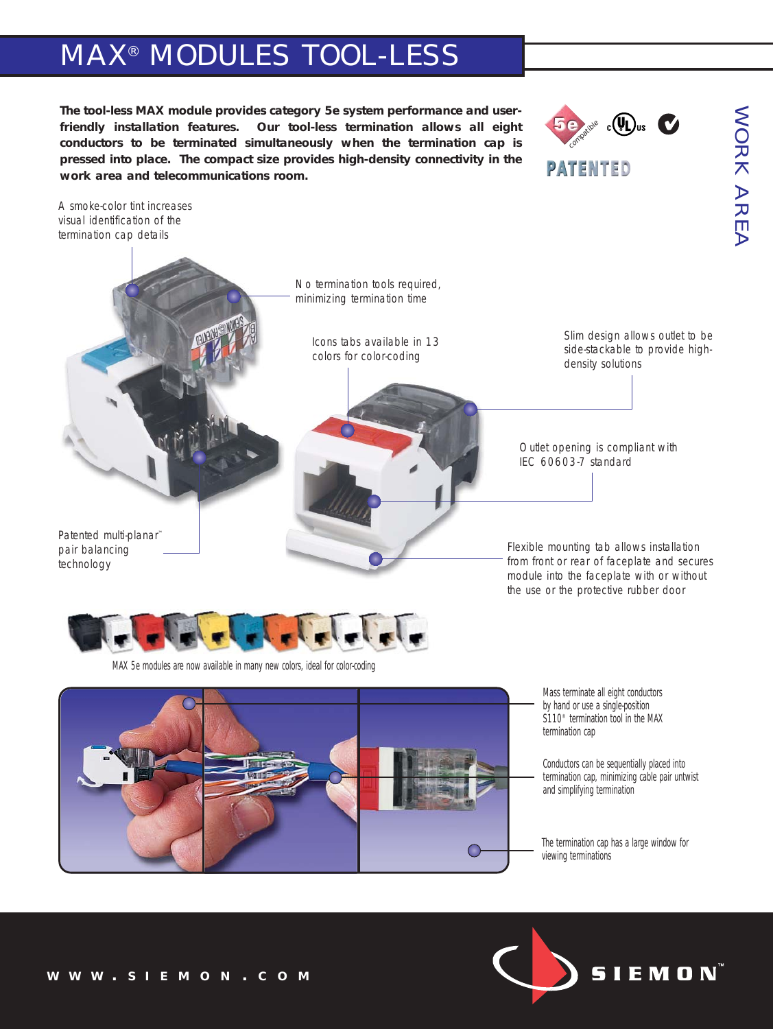# MAX® MODULES TOOL-LESS

WORK AREA

**The tool-less MAX module provides category 5e system performance and user-friendly installation features. Our tool-less termination allows all eight conductors to be terminated simultaneously when the termination cap is pressed into place. The compact size provides high-density connectivity in the work area and telecommunications room.**

5e compatible

PATENTED

A smoke-color tint increases visual identification of the termination cap details

No termination tools required, minimizing termination time

Icons tabs available in 13 colors for color-coding

Slim design allows outlet to be side-stackable to provide high-density solutions

Outlet opening is compliant with IEC 60603-7 standard

Flexible mounting tab allows installation from front or rear of faceplate and secures module into the faceplate with or without the use or the protective rubber door

Patented multi-planar™ pair balancing technology

MAX 5e modules are now available in many new colors, ideal for color-coding

Mass terminate all eight conductors by hand or use a single-position S110® termination tool in the MAX termination cap

Conductors can be sequentially placed into termination cap, minimizing cable pair untwist and simplifying termination

The termination cap has a large window for viewing terminations

WWW.SIEMON.COM

SIEMON™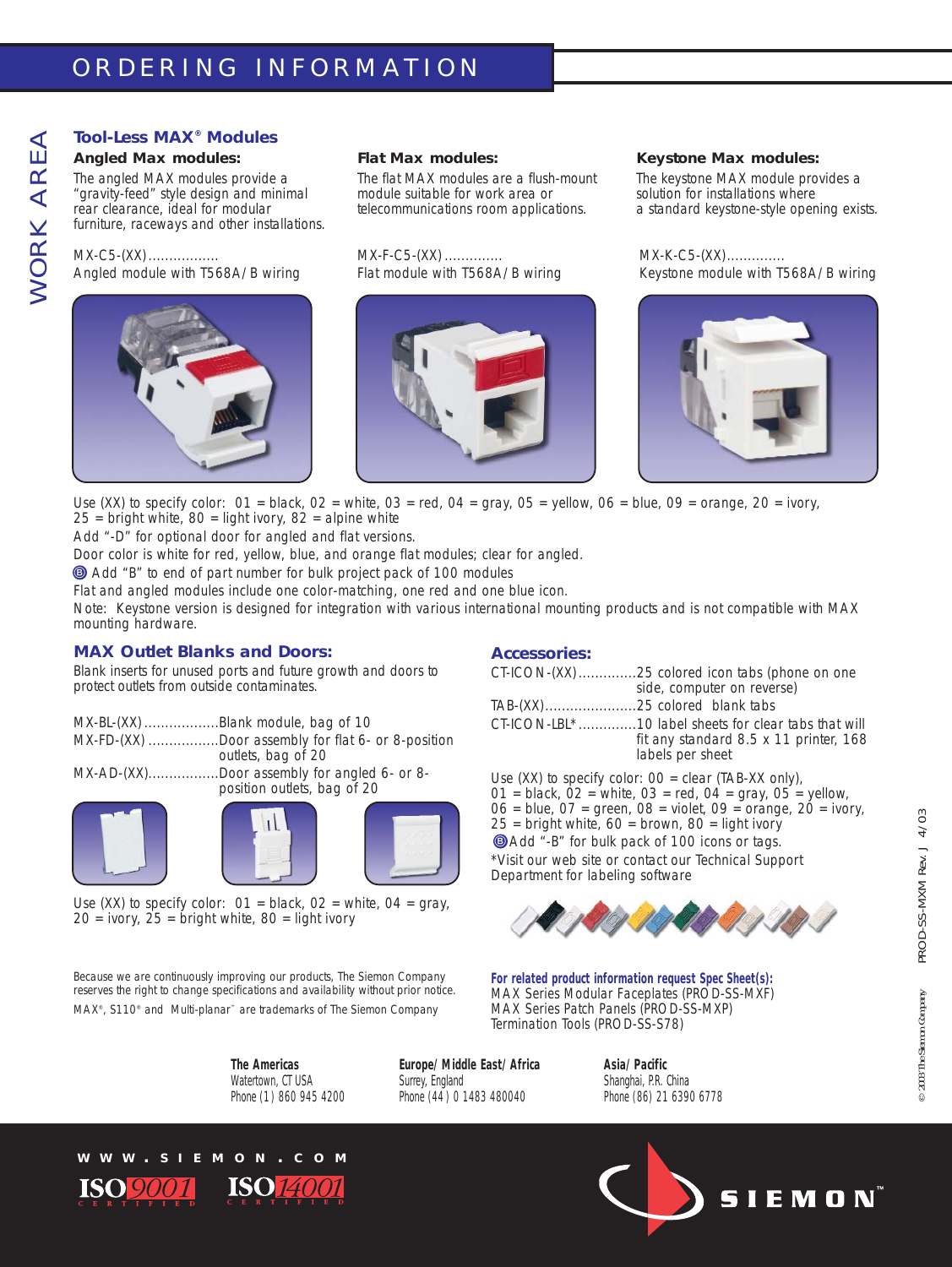# ORDERING INFORMATION

WORK AREA

## Tool-Less MAX® Modules

### Angled Max modules:

The angled MAX modules provide a "gravity-feed" style design and minimal rear clearance, ideal for modular furniture, raceways and other installations.

MX-C5-(XX)................. Angled module with T568A/B wiring

### Flat Max modules:

The flat MAX modules are a flush-mount module suitable for work area or telecommunications room applications.

MX-F-C5-(XX).............. Flat module with T568A/B wiring

### Keystone Max modules:

The keystone MAX module provides a solution for installations where a standard keystone-style opening exists.

MX-K-C5-(XX).............. Keystone module with T568A/B wiring

Use (XX) to specify color: 01 = black, 02 = white, 03 = red, 04 = gray, 05 = yellow, 06 = blue, 09 = orange, 20 = ivory, 25 = bright white, 80 = light ivory, 82 = alpine white

Add "-D" for optional door for angled and flat versions.

Door color is white for red, yellow, blue, and orange flat modules; clear for angled.

Ⓑ Add "B" to end of part number for bulk project pack of 100 modules

Flat and angled modules include one color-matching, one red and one blue icon.

Note: Keystone version is designed for integration with various international mounting products and is not compatible with MAX mounting hardware.

## MAX Outlet Blanks and Doors:

Blank inserts for unused ports and future growth and doors to protect outlets from outside contaminates.

MX-BL-(XX)..................Blank module, bag of 10

MX-FD-(XX).................Door assembly for flat 6- or 8-position outlets, bag of 20

MX-AD-(XX).................Door assembly for angled 6- or 8-position outlets, bag of 20

Use (XX) to specify color: 01 = black, 02 = white, 04 = gray, 20 = ivory, 25 = bright white, 80 = light ivory

## Accessories:

CT-ICON-(XX)..............25 colored icon tabs (phone on one side, computer on reverse)

TAB-(XX)......................25 colored blank tabs

CT-ICON-LBL*..............10 label sheets for clear tabs that will fit any standard 8.5 x 11 printer, 168 labels per sheet

Use (XX) to specify color: 00 = clear (TAB-XX only), 01 = black, 02 = white, 03 = red, 04 = gray, 05 = yellow, 06 = blue, 07 = green, 08 = violet, 09 = orange, 20 = ivory, 25 = bright white, 60 = brown, 80 = light ivory

Ⓑ Add "-B" for bulk pack of 100 icons or tags.

*Visit our web site or contact our Technical Support Department for labeling software

**For related product information request Spec Sheet(s):**
MAX Series Modular Faceplates (PROD-SS-MXF)
MAX Series Patch Panels (PROD-SS-MXP)
Termination Tools (PROD-SS-S78)

Because we are continuously improving our products, The Siemon Company reserves the right to change specifications and availability without prior notice.

MAX®, S110® and Multi-planar™ are trademarks of The Siemon Company

**The Americas**
Watertown, CT USA
Phone (1) 860 945 4200

**Europe/Middle East/Africa**
Surrey, England
Phone (44) 0 1483 480040

**Asia/Pacific**
Shanghai, P.R. China
Phone (86) 21 6390 6778

PROD-SS-MXM Rev. J 4/03

© 2003 The Siemon Company

WWW.SIEMON.COM

ISO 9001 CERTIFIED ISO 14001 CERTIFIED

SIEMON™